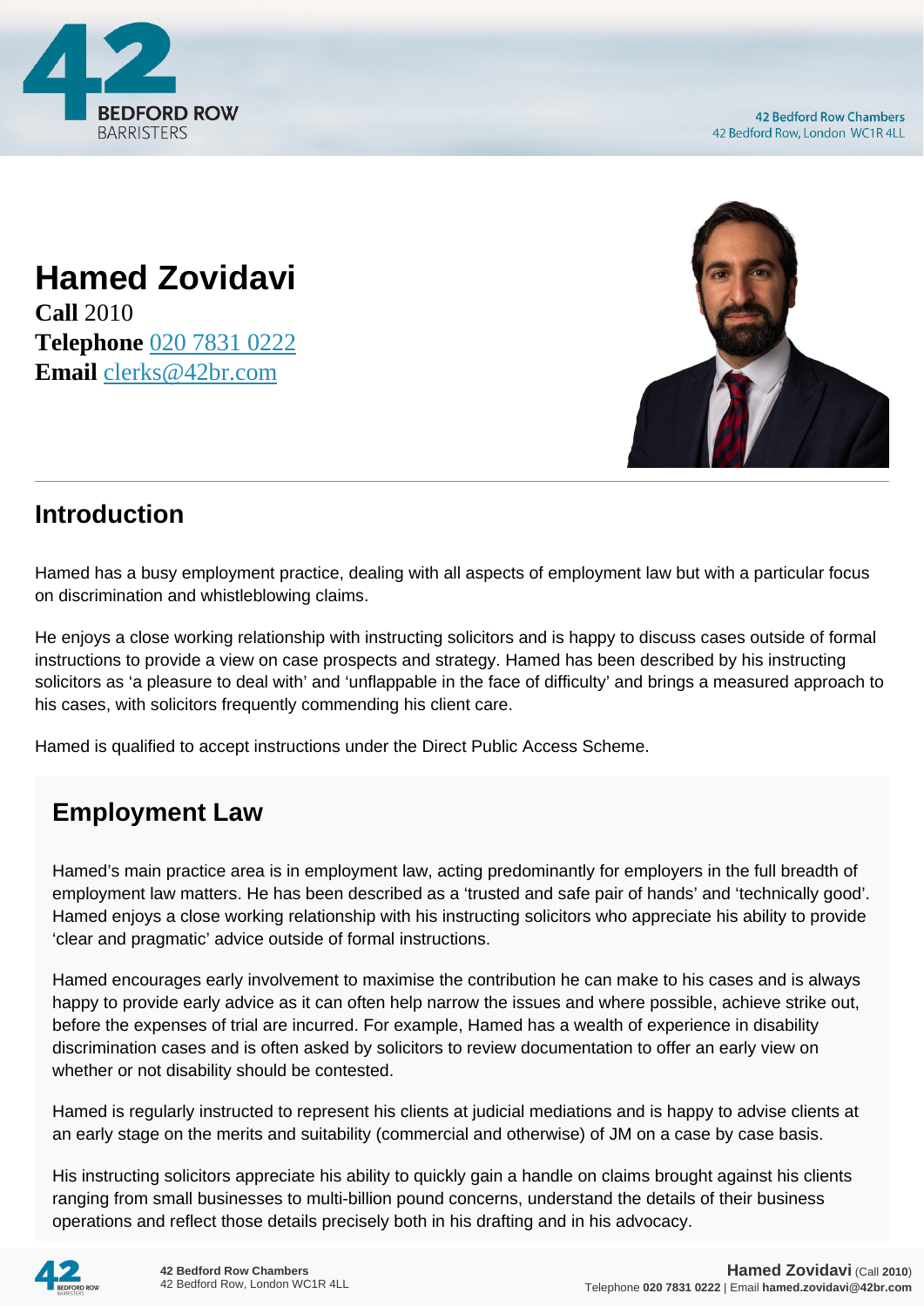# Hamed Zovidavi

**Call** 2010
**Telephone** 020 7831 0222
**Email** clerks@42br.com

## Introduction

Hamed has a busy employment practice, dealing with all aspects of employment law but with a particular focus on discrimination and whistleblowing claims.

He enjoys a close working relationship with instructing solicitors and is happy to discuss cases outside of formal instructions to provide a view on case prospects and strategy. Hamed has been described by his instructing solicitors as 'a pleasure to deal with' and 'unflappable in the face of difficulty' and brings a measured approach to his cases, with solicitors frequently commending his client care.

Hamed is qualified to accept instructions under the Direct Public Access Scheme.

## Employment Law

Hamed's main practice area is in employment law, acting predominantly for employers in the full breadth of employment law matters. He has been described as a 'trusted and safe pair of hands' and 'technically good'. Hamed enjoys a close working relationship with his instructing solicitors who appreciate his ability to provide 'clear and pragmatic' advice outside of formal instructions.

Hamed encourages early involvement to maximise the contribution he can make to his cases and is always happy to provide early advice as it can often help narrow the issues and where possible, achieve strike out, before the expenses of trial are incurred. For example, Hamed has a wealth of experience in disability discrimination cases and is often asked by solicitors to review documentation to offer an early view on whether or not disability should be contested.

Hamed is regularly instructed to represent his clients at judicial mediations and is happy to advise clients at an early stage on the merits and suitability (commercial and otherwise) of JM on a case by case basis.

His instructing solicitors appreciate his ability to quickly gain a handle on claims brought against his clients ranging from small businesses to multi-billion pound concerns, understand the details of their business operations and reflect those details precisely both in his drafting and in his advocacy.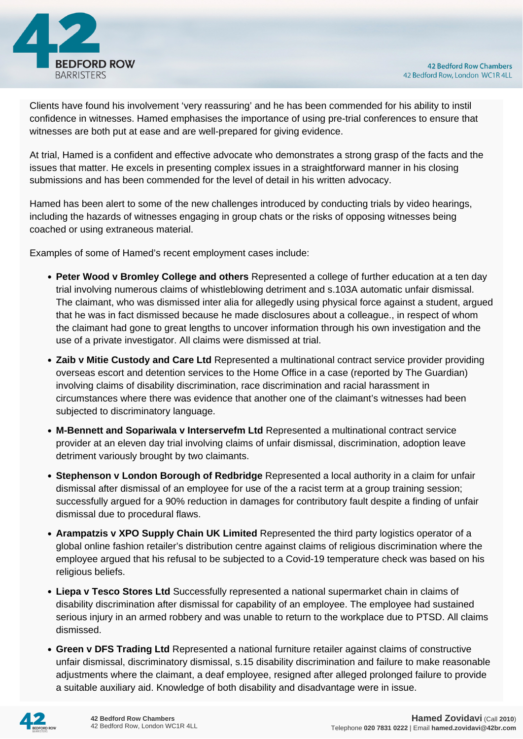Clients have found his involvement 'very reassuring' and he has been commended for his ability to instil confidence in witnesses. Hamed emphasises the importance of using pre-trial conferences to ensure that witnesses are both put at ease and are well-prepared for giving evidence.

At trial, Hamed is a confident and effective advocate who demonstrates a strong grasp of the facts and the issues that matter. He excels in presenting complex issues in a straightforward manner in his closing submissions and has been commended for the level of detail in his written advocacy.

Hamed has been alert to some of the new challenges introduced by conducting trials by video hearings, including the hazards of witnesses engaging in group chats or the risks of opposing witnesses being coached or using extraneous material.

Examples of some of Hamed's recent employment cases include:

- **Peter Wood v Bromley College and others** Represented a college of further education at a ten day trial involving numerous claims of whistleblowing detriment and s.103A automatic unfair dismissal. The claimant, who was dismissed inter alia for allegedly using physical force against a student, argued that he was in fact dismissed because he made disclosures about a colleague., in respect of whom the claimant had gone to great lengths to uncover information through his own investigation and the use of a private investigator. All claims were dismissed at trial.
- **Zaib v Mitie Custody and Care Ltd** Represented a multinational contract service provider providing overseas escort and detention services to the Home Office in a case (reported by The Guardian) involving claims of disability discrimination, race discrimination and racial harassment in circumstances where there was evidence that another one of the claimant's witnesses had been subjected to discriminatory language.
- **M-Bennett and Sopariwala v Interservefm Ltd** Represented a multinational contract service provider at an eleven day trial involving claims of unfair dismissal, discrimination, adoption leave detriment variously brought by two claimants.
- **Stephenson v London Borough of Redbridge** Represented a local authority in a claim for unfair dismissal after dismissal of an employee for use of the a racist term at a group training session; successfully argued for a 90% reduction in damages for contributory fault despite a finding of unfair dismissal due to procedural flaws.
- **Arampatzis v XPO Supply Chain UK Limited** Represented the third party logistics operator of a global online fashion retailer's distribution centre against claims of religious discrimination where the employee argued that his refusal to be subjected to a Covid-19 temperature check was based on his religious beliefs.
- **Liepa v Tesco Stores Ltd** Successfully represented a national supermarket chain in claims of disability discrimination after dismissal for capability of an employee. The employee had sustained serious injury in an armed robbery and was unable to return to the workplace due to PTSD. All claims dismissed.
- **Green v DFS Trading Ltd** Represented a national furniture retailer against claims of constructive unfair dismissal, discriminatory dismissal, s.15 disability discrimination and failure to make reasonable adjustments where the claimant, a deaf employee, resigned after alleged prolonged failure to provide a suitable auxiliary aid. Knowledge of both disability and disadvantage were in issue.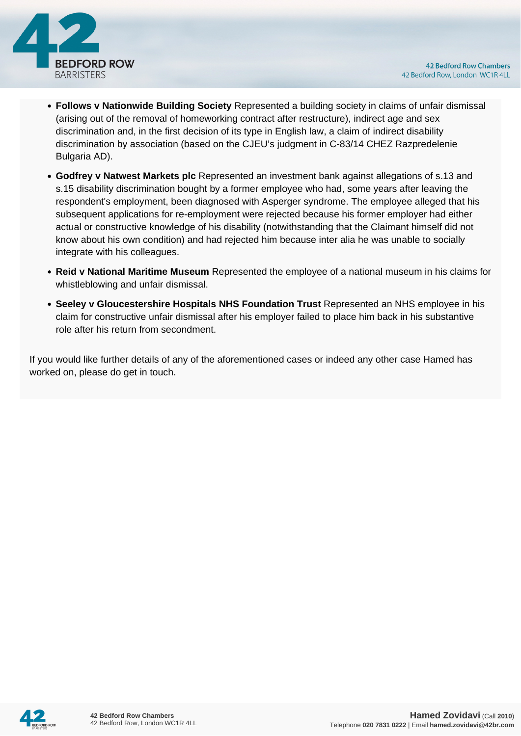- **Follows v Nationwide Building Society** Represented a building society in claims of unfair dismissal (arising out of the removal of homeworking contract after restructure), indirect age and sex discrimination and, in the first decision of its type in English law, a claim of indirect disability discrimination by association (based on the CJEU's judgment in C-83/14 CHEZ Razpredelenie Bulgaria AD).
- **Godfrey v Natwest Markets plc** Represented an investment bank against allegations of s.13 and s.15 disability discrimination bought by a former employee who had, some years after leaving the respondent's employment, been diagnosed with Asperger syndrome. The employee alleged that his subsequent applications for re-employment were rejected because his former employer had either actual or constructive knowledge of his disability (notwithstanding that the Claimant himself did not know about his own condition) and had rejected him because inter alia he was unable to socially integrate with his colleagues.
- **Reid v National Maritime Museum** Represented the employee of a national museum in his claims for whistleblowing and unfair dismissal.
- **Seeley v Gloucestershire Hospitals NHS Foundation Trust** Represented an NHS employee in his claim for constructive unfair dismissal after his employer failed to place him back in his substantive role after his return from secondment.

If you would like further details of any of the aforementioned cases or indeed any other case Hamed has worked on, please do get in touch.